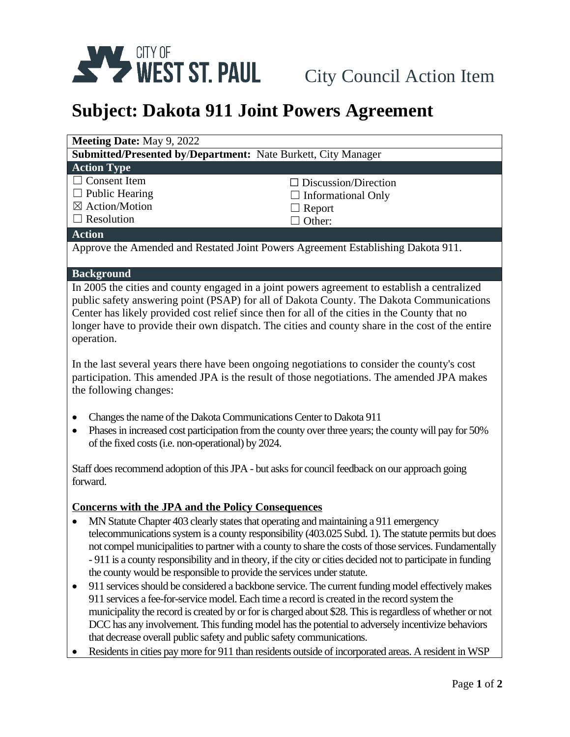CITY OF **WEST ST. PAUL** City Council Action Item

# Subject: Dakota 911 Joint Powers Agreement

**Meeting Date:** May 9, 2022

**Submitted/Presented by/Department:** Nate Burkett, City Manager

**Action Type**

☐ Consent Item
☐ Public Hearing
☒ Action/Motion
☐ Resolution
☐ Discussion/Direction
☐ Informational Only
☐ Report
☐ Other:

**Action**

Approve the Amended and Restated Joint Powers Agreement Establishing Dakota 911.

**Background**

In 2005 the cities and county engaged in a joint powers agreement to establish a centralized public safety answering point (PSAP) for all of Dakota County. The Dakota Communications Center has likely provided cost relief since then for all of the cities in the County that no longer have to provide their own dispatch. The cities and county share in the cost of the entire operation.

In the last several years there have been ongoing negotiations to consider the county's cost participation. This amended JPA is the result of those negotiations. The amended JPA makes the following changes:

- Changes the name of the Dakota Communications Center to Dakota 911
- Phases in increased cost participation from the county over three years; the county will pay for 50% of the fixed costs (i.e. non-operational) by 2024.

Staff does recommend adoption of this JPA - but asks for council feedback on our approach going forward.

**Concerns with the JPA and the Policy Consequences**

- MN Statute Chapter 403 clearly states that operating and maintaining a 911 emergency telecommunications system is a county responsibility (403.025 Subd. 1). The statute permits but does not compel municipalities to partner with a county to share the costs of those services. Fundamentally - 911 is a county responsibility and in theory, if the city or cities decided not to participate in funding the county would be responsible to provide the services under statute.
- 911 services should be considered a backbone service. The current funding model effectively makes 911 services a fee-for-service model. Each time a record is created in the record system the municipality the record is created by or for is charged about $28. This is regardless of whether or not DCC has any involvement. This funding model has the potential to adversely incentivize behaviors that decrease overall public safety and public safety communications.
- Residents in cities pay more for 911 than residents outside of incorporated areas. A resident in WSP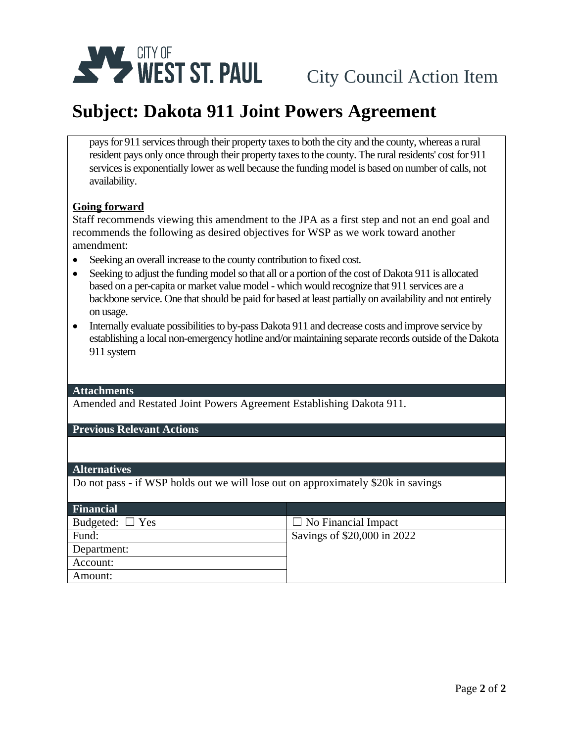# Subject: Dakota 911 Joint Powers Agreement

pays for 911 services through their property taxes to both the city and the county, whereas a rural resident pays only once through their property taxes to the county. The rural residents' cost for 911 services is exponentially lower as well because the funding model is based on number of calls, not availability.

**Going forward**

Staff recommends viewing this amendment to the JPA as a first step and not an end goal and recommends the following as desired objectives for WSP as we work toward another amendment:

- Seeking an overall increase to the county contribution to fixed cost.
- Seeking to adjust the funding model so that all or a portion of the cost of Dakota 911 is allocated based on a per-capita or market value model - which would recognize that 911 services are a backbone service. One that should be paid for based at least partially on availability and not entirely on usage.
- Internally evaluate possibilities to by-pass Dakota 911 and decrease costs and improve service by establishing a local non-emergency hotline and/or maintaining separate records outside of the Dakota 911 system

**Attachments**

Amended and Restated Joint Powers Agreement Establishing Dakota 911.

**Previous Relevant Actions**

**Alternatives**

Do not pass - if WSP holds out we will lose out on approximately $20k in savings

| Financial | |
|---|---|
| Budgeted: ☐ Yes | ☐ No Financial Impact |
| Fund: | Savings of $20,000 in 2022 |
| Department: | |
| Account: | |
| Amount: | |